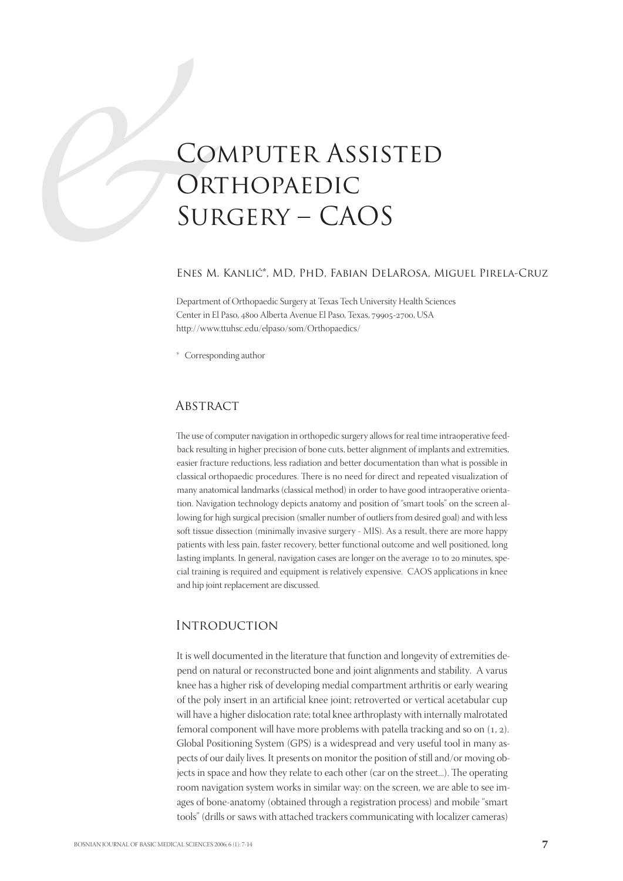# Computer Assisted Orthopaedic Surgery – CAOS

Enes M. Kanlić*, MD, PhD, Fabian DeLaRosa, Miguel Pirela-Cruz

Department of Orthopaedic Surgery at Texas Tech University Health Sciences Center in El Paso, 4800 Alberta Avenue El Paso, Texas, 79905-2700, USA
http://www.ttuhsc.edu/elpaso/som/Orthopaedics/

\* Corresponding author

## Abstract

The use of computer navigation in orthopedic surgery allows for real time intraoperative feedback resulting in higher precision of bone cuts, better alignment of implants and extremities, easier fracture reductions, less radiation and better documentation than what is possible in classical orthopaedic procedures. There is no need for direct and repeated visualization of many anatomical landmarks (classical method) in order to have good intraoperative orientation. Navigation technology depicts anatomy and position of "smart tools" on the screen allowing for high surgical precision (smaller number of outliers from desired goal) and with less soft tissue dissection (minimally invasive surgery - MIS). As a result, there are more happy patients with less pain, faster recovery, better functional outcome and well positioned, long lasting implants. In general, navigation cases are longer on the average 10 to 20 minutes, special training is required and equipment is relatively expensive. CAOS applications in knee and hip joint replacement are discussed.

## Introduction

It is well documented in the literature that function and longevity of extremities depend on natural or reconstructed bone and joint alignments and stability. A varus knee has a higher risk of developing medial compartment arthritis or early wearing of the poly insert in an artificial knee joint; retroverted or vertical acetabular cup will have a higher dislocation rate; total knee arthroplasty with internally malrotated femoral component will have more problems with patella tracking and so on (1, 2). Global Positioning System (GPS) is a widespread and very useful tool in many aspects of our daily lives. It presents on monitor the position of still and/or moving objects in space and how they relate to each other (car on the street...). The operating room navigation system works in similar way: on the screen, we are able to see images of bone-anatomy (obtained through a registration process) and mobile "smart tools" (drills or saws with attached trackers communicating with localizer cameras)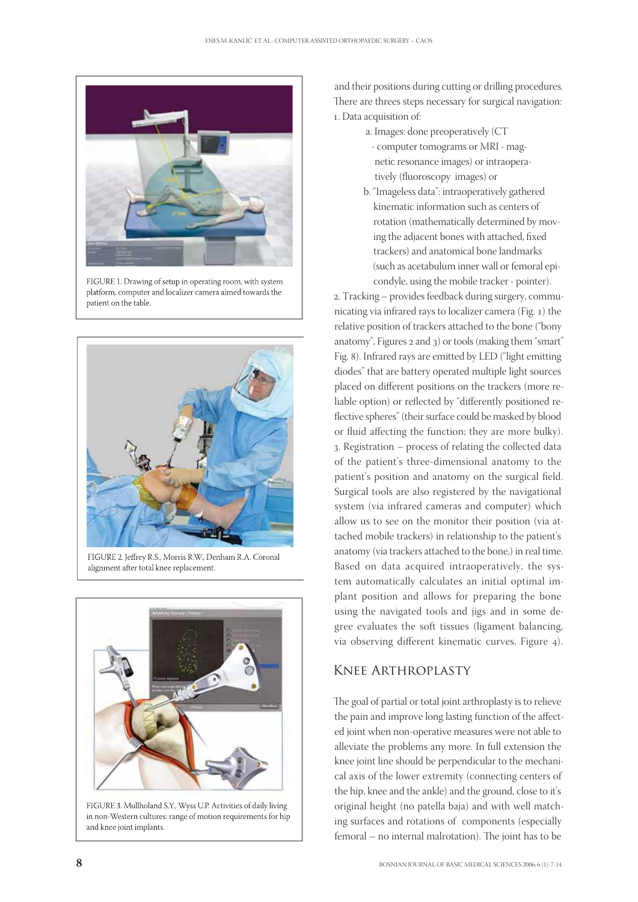FIGURE 1. Drawing of setup in operating room, with system platform, computer and localizer camera aimed towards the patient on the table.

FIGURE 2. Jeffrey R.S., Morris R.W., Denham R.A. Coronal alignment after total knee replacement.

FIGURE 3. Mullholand S.Y., Wyss U.P. Activities of daily living in non-Western cultures: range of motion requirements for hip and knee joint implants.

and their positions during cutting or drilling procedures. There are threes steps necessary for surgical navigation:

1. Data acquisition of:
   a. Images: done preoperatively (CT - computer tomograms or MRI - magnetic resonance images) or intraoperatively (fluoroscopy images) or
   b. "Imageless data": intraoperatively gathered kinematic information such as centers of rotation (mathematically determined by moving the adjacent bones with attached, fixed trackers) and anatomical bone landmarks (such as acetabulum inner wall or femoral epicondyle, using the mobile tracker - pointer).
2. Tracking – provides feedback during surgery, communicating via infrared rays to localizer camera (Fig. 1) the relative position of trackers attached to the bone ("bony anatomy", Figures 2 and 3) or tools (making them "smart" Fig. 8). Infrared rays are emitted by LED ("light emitting diodes" that are battery operated multiple light sources placed on different positions on the trackers (more reliable option) or reflected by "differently positioned reflective spheres" (their surface could be masked by blood or fluid affecting the function; they are more bulky).
3. Registration – process of relating the collected data of the patient's three-dimensional anatomy to the patient's position and anatomy on the surgical field. Surgical tools are also registered by the navigational system (via infrared cameras and computer) which allow us to see on the monitor their position (via attached mobile trackers) in relationship to the patient's anatomy (via trackers attached to the bone,) in real time. Based on data acquired intraoperatively, the system automatically calculates an initial optimal implant position and allows for preparing the bone using the navigated tools and jigs and in some degree evaluates the soft tissues (ligament balancing, via observing different kinematic curves, Figure 4).

## Knee Arthroplasty

The goal of partial or total joint arthroplasty is to relieve the pain and improve long lasting function of the affected joint when non-operative measures were not able to alleviate the problems any more. In full extension the knee joint line should be perpendicular to the mechanical axis of the lower extremity (connecting centers of the hip, knee and the ankle) and the ground, close to it's original height (no patella baja) and with well matching surfaces and rotations of components (especially femoral – no internal malrotation). The joint has to be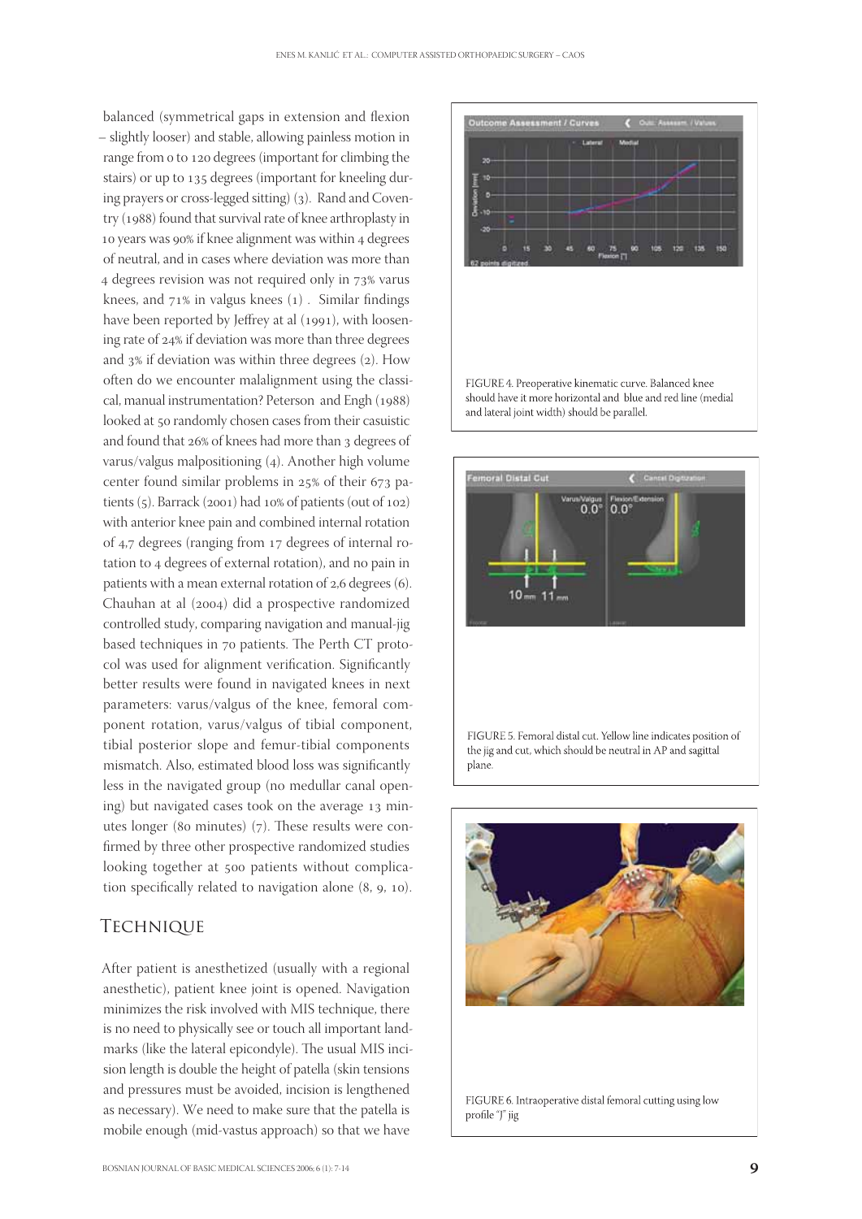balanced (symmetrical gaps in extension and flexion – slightly looser) and stable, allowing painless motion in range from 0 to 120 degrees (important for climbing the stairs) or up to 135 degrees (important for kneeling during prayers or cross-legged sitting) (3). Rand and Coventry (1988) found that survival rate of knee arthroplasty in 10 years was 90% if knee alignment was within 4 degrees of neutral, and in cases where deviation was more than 4 degrees revision was not required only in 73% varus knees, and 71% in valgus knees (1). Similar findings have been reported by Jeffrey at al (1991), with loosening rate of 24% if deviation was more than three degrees and 3% if deviation was within three degrees (2). How often do we encounter malalignment using the classical, manual instrumentation? Peterson and Engh (1988) looked at 50 randomly chosen cases from their casuistic and found that 26% of knees had more than 3 degrees of varus/valgus malpositioning (4). Another high volume center found similar problems in 25% of their 673 patients (5). Barrack (2001) had 10% of patients (out of 102) with anterior knee pain and combined internal rotation of 4,7 degrees (ranging from 17 degrees of internal rotation to 4 degrees of external rotation), and no pain in patients with a mean external rotation of 2,6 degrees (6). Chauhan at al (2004) did a prospective randomized controlled study, comparing navigation and manual-jig based techniques in 70 patients. The Perth CT protocol was used for alignment verification. Significantly better results were found in navigated knees in next parameters: varus/valgus of the knee, femoral component rotation, varus/valgus of tibial component, tibial posterior slope and femur-tibial components mismatch. Also, estimated blood loss was significantly less in the navigated group (no medullar canal opening) but navigated cases took on the average 13 minutes longer (80 minutes) (7). These results were confirmed by three other prospective randomized studies looking together at 500 patients without complication specifically related to navigation alone (8, 9, 10).

## Technique

After patient is anesthetized (usually with a regional anesthetic), patient knee joint is opened. Navigation minimizes the risk involved with MIS technique, there is no need to physically see or touch all important landmarks (like the lateral epicondyle). The usual MIS incision length is double the height of patella (skin tensions and pressures must be avoided, incision is lengthened as necessary). We need to make sure that the patella is mobile enough (mid-vastus approach) so that we have

FIGURE 4. Preoperative kinematic curve. Balanced knee should have it more horizontal and blue and red line (medial and lateral joint width) should be parallel.

FIGURE 5. Femoral distal cut. Yellow line indicates position of the jig and cut, which should be neutral in AP and sagittal plane.

FIGURE 6. Intraoperative distal femoral cutting using low profile "J" jig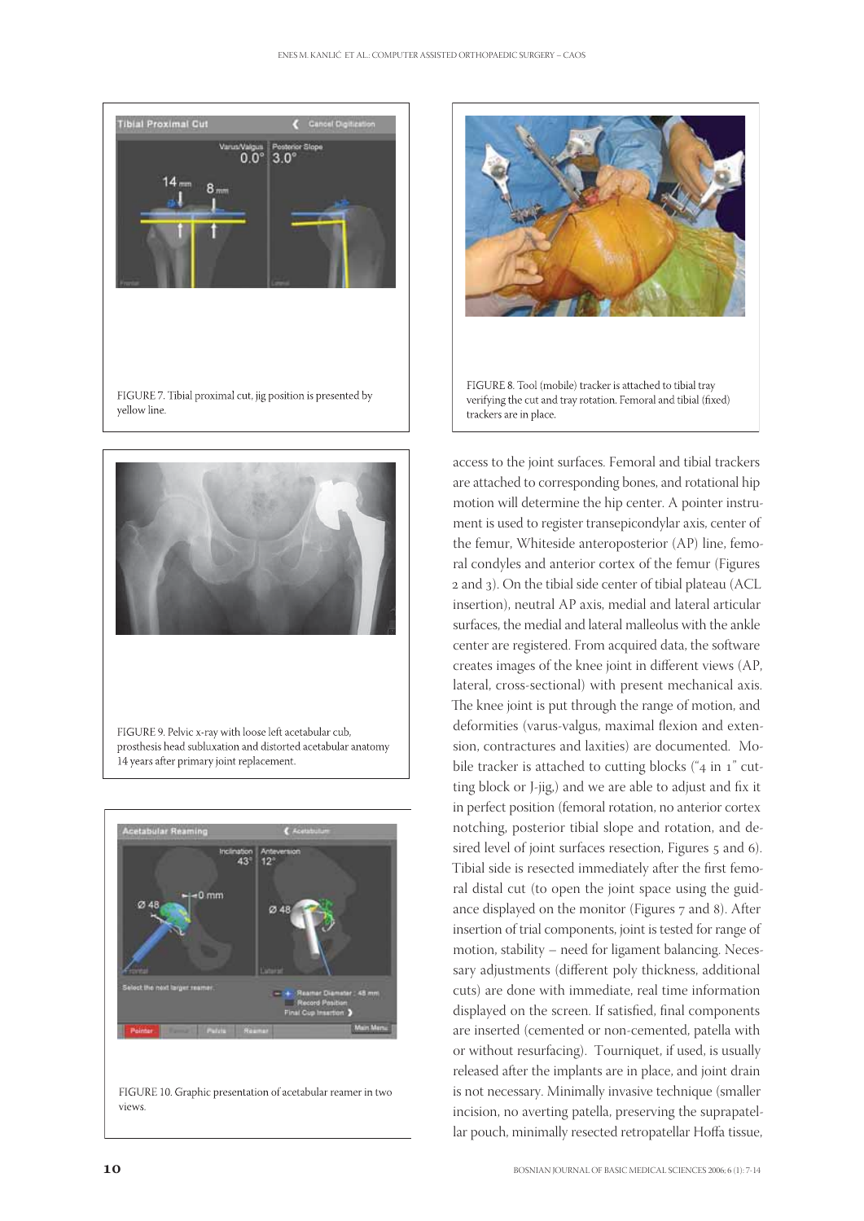FIGURE 7. Tibial proximal cut, jig position is presented by yellow line.

FIGURE 9. Pelvic x-ray with loose left acetabular cub, prosthesis head subluxation and distorted acetabular anatomy 14 years after primary joint replacement.

FIGURE 10. Graphic presentation of acetabular reamer in two views.

FIGURE 8. Tool (mobile) tracker is attached to tibial tray verifying the cut and tray rotation. Femoral and tibial (fixed) trackers are in place.

access to the joint surfaces. Femoral and tibial trackers are attached to corresponding bones, and rotational hip motion will determine the hip center. A pointer instrument is used to register transepicondylar axis, center of the femur, Whiteside anteroposterior (AP) line, femoral condyles and anterior cortex of the femur (Figures 2 and 3). On the tibial side center of tibial plateau (ACL insertion), neutral AP axis, medial and lateral articular surfaces, the medial and lateral malleolus with the ankle center are registered. From acquired data, the software creates images of the knee joint in different views (AP, lateral, cross-sectional) with present mechanical axis. The knee joint is put through the range of motion, and deformities (varus-valgus, maximal flexion and extension, contractures and laxities) are documented. Mobile tracker is attached to cutting blocks ("4 in 1" cutting block or J-jig,) and we are able to adjust and fix it in perfect position (femoral rotation, no anterior cortex notching, posterior tibial slope and rotation, and desired level of joint surfaces resection, Figures 5 and 6). Tibial side is resected immediately after the first femoral distal cut (to open the joint space using the guidance displayed on the monitor (Figures 7 and 8). After insertion of trial components, joint is tested for range of motion, stability – need for ligament balancing. Necessary adjustments (different poly thickness, additional cuts) are done with immediate, real time information displayed on the screen. If satisfied, final components are inserted (cemented or non-cemented, patella with or without resurfacing). Tourniquet, if used, is usually released after the implants are in place, and joint drain is not necessary. Minimally invasive technique (smaller incision, no averting patella, preserving the suprapatellar pouch, minimally resected retropatellar Hoffa tissue,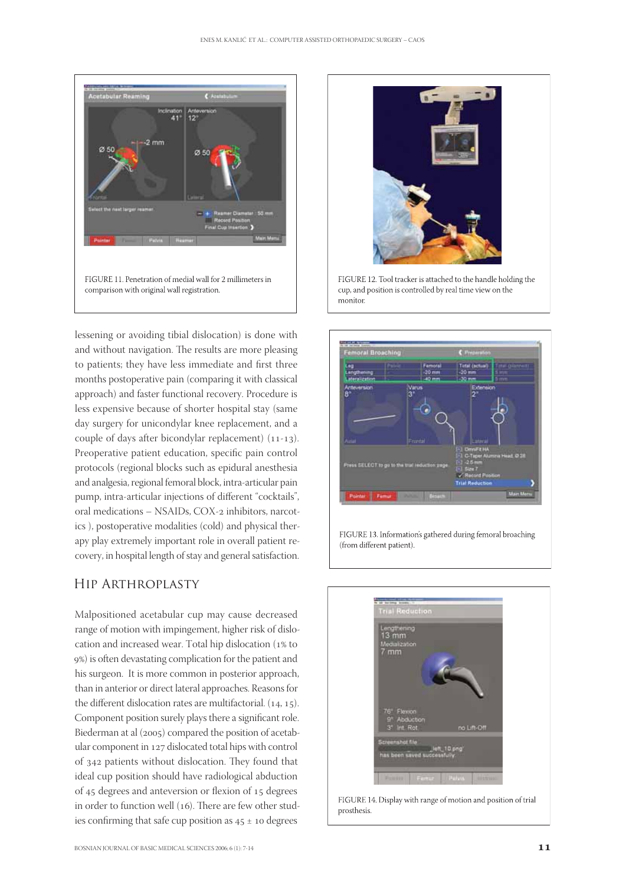FIGURE 11. Penetration of medial wall for 2 millimeters in comparison with original wall registration.

FIGURE 12. Tool tracker is attached to the handle holding the cup, and position is controlled by real time view on the monitor.

lessening or avoiding tibial dislocation) is done with and without navigation. The results are more pleasing to patients; they have less immediate and first three months postoperative pain (comparing it with classical approach) and faster functional recovery. Procedure is less expensive because of shorter hospital stay (same day surgery for unicondylar knee replacement, and a couple of days after bicondylar replacement) (11-13). Preoperative patient education, specific pain control protocols (regional blocks such as epidural anesthesia and analgesia, regional femoral block, intra-articular pain pump, intra-articular injections of different "cocktails", oral medications – NSAIDs, COX-2 inhibitors, narcotics ), postoperative modalities (cold) and physical therapy play extremely important role in overall patient recovery, in hospital length of stay and general satisfaction.

FIGURE 13. Information's gathered during femoral broaching (from different patient).

## Hip Arthroplasty

Malpositioned acetabular cup may cause decreased range of motion with impingement, higher risk of dislocation and increased wear. Total hip dislocation (1% to 9%) is often devastating complication for the patient and his surgeon. It is more common in posterior approach, than in anterior or direct lateral approaches. Reasons for the different dislocation rates are multifactorial. (14, 15). Component position surely plays there a significant role. Biederman at al (2005) compared the position of acetabular component in 127 dislocated total hips with control of 342 patients without dislocation. They found that ideal cup position should have radiological abduction of 45 degrees and anteversion or flexion of 15 degrees in order to function well (16). There are few other studies confirming that safe cup position as 45 ± 10 degrees

FIGURE 14. Display with range of motion and position of trial prosthesis.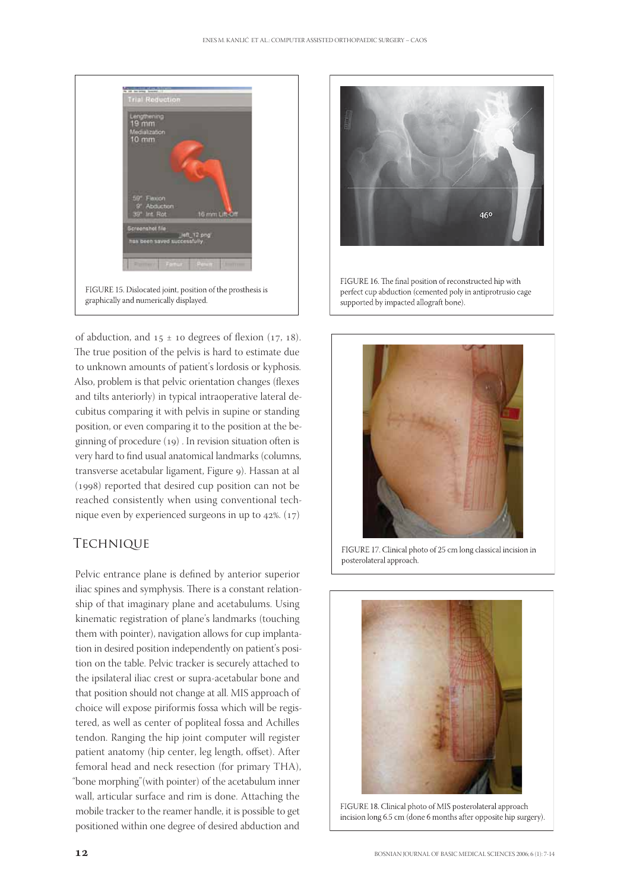FIGURE 15. Dislocated joint, position of the prosthesis is graphically and numerically displayed.

FIGURE 16. The final position of reconstructed hip with perfect cup abduction (cemented poly in antiprotrusio cage supported by impacted allograft bone).

of abduction, and 15 ± 10 degrees of flexion (17, 18). The true position of the pelvis is hard to estimate due to unknown amounts of patient's lordosis or kyphosis. Also, problem is that pelvic orientation changes (flexes and tilts anteriorly) in typical intraoperative lateral decubitus comparing it with pelvis in supine or standing position, or even comparing it to the position at the beginning of procedure (19). In revision situation often is very hard to find usual anatomical landmarks (columns, transverse acetabular ligament, Figure 9). Hassan at al (1998) reported that desired cup position can not be reached consistently when using conventional technique even by experienced surgeons in up to 42%. (17)

## Technique

Pelvic entrance plane is defined by anterior superior iliac spines and symphysis. There is a constant relationship of that imaginary plane and acetabulums. Using kinematic registration of plane's landmarks (touching them with pointer), navigation allows for cup implantation in desired position independently on patient's position on the table. Pelvic tracker is securely attached to the ipsilateral iliac crest or supra-acetabular bone and that position should not change at all. MIS approach of choice will expose piriformis fossa which will be registered, as well as center of popliteal fossa and Achilles tendon. Ranging the hip joint computer will register patient anatomy (hip center, leg length, offset). After femoral head and neck resection (for primary THA), "bone morphing"(with pointer) of the acetabulum inner wall, articular surface and rim is done. Attaching the mobile tracker to the reamer handle, it is possible to get positioned within one degree of desired abduction and

FIGURE 17. Clinical photo of 25 cm long classical incision in posterolateral approach.

FIGURE 18. Clinical photo of MIS posterolateral approach incision long 6.5 cm (done 6 months after opposite hip surgery).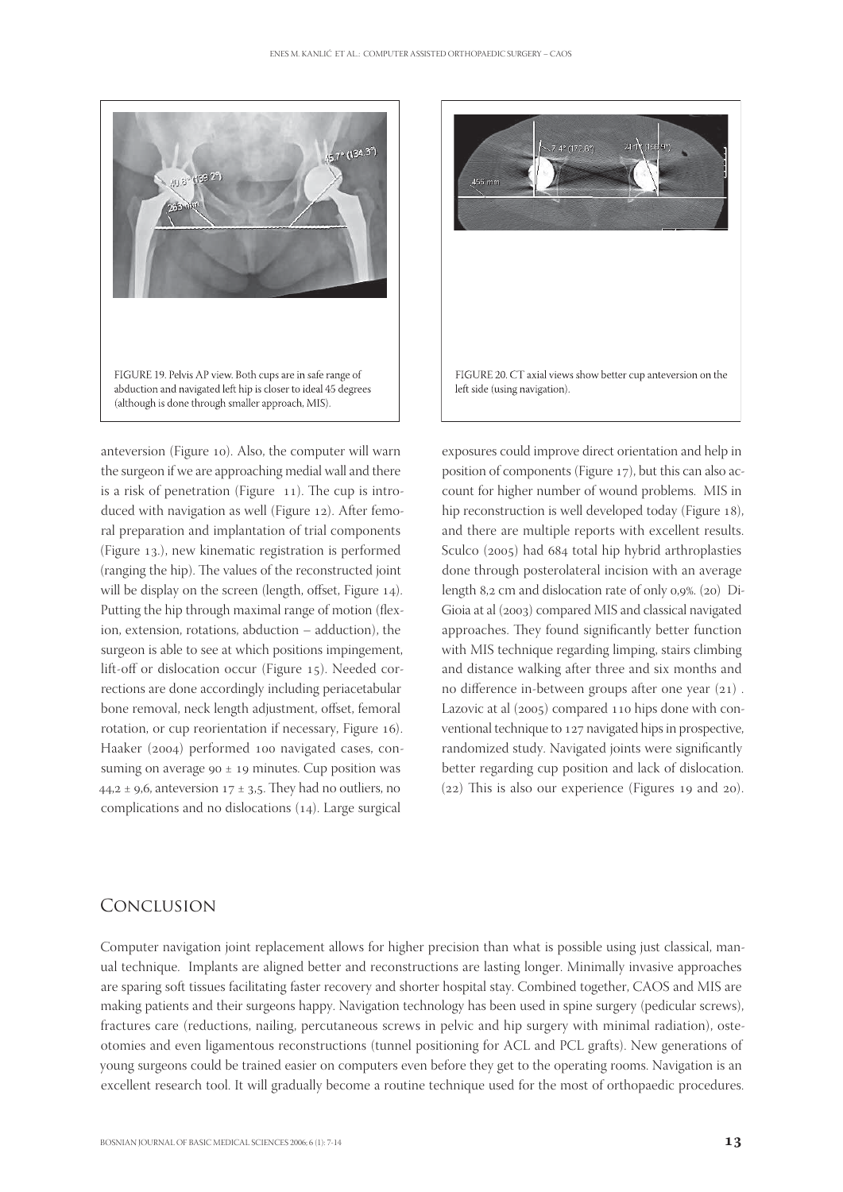FIGURE 19. Pelvis AP view. Both cups are in safe range of abduction and navigated left hip is closer to ideal 45 degrees (although is done through smaller approach, MIS).

FIGURE 20. CT axial views show better cup anteversion on the left side (using navigation).

anteversion (Figure 10). Also, the computer will warn the surgeon if we are approaching medial wall and there is a risk of penetration (Figure 11). The cup is introduced with navigation as well (Figure 12). After femoral preparation and implantation of trial components (Figure 13.), new kinematic registration is performed (ranging the hip). The values of the reconstructed joint will be display on the screen (length, offset, Figure 14). Putting the hip through maximal range of motion (flexion, extension, rotations, abduction – adduction), the surgeon is able to see at which positions impingement, lift-off or dislocation occur (Figure 15). Needed corrections are done accordingly including periacetabular bone removal, neck length adjustment, offset, femoral rotation, or cup reorientation if necessary, Figure 16). Haaker (2004) performed 100 navigated cases, consuming on average 90 ± 19 minutes. Cup position was 44,2 ± 9,6, anteversion 17 ± 3,5. They had no outliers, no complications and no dislocations (14). Large surgical exposures could improve direct orientation and help in position of components (Figure 17), but this can also account for higher number of wound problems. MIS in hip reconstruction is well developed today (Figure 18), and there are multiple reports with excellent results. Sculco (2005) had 684 total hip hybrid arthroplasties done through posterolateral incision with an average length 8,2 cm and dislocation rate of only 0,9%. (20) DiGioia at al (2003) compared MIS and classical navigated approaches. They found significantly better function with MIS technique regarding limping, stairs climbing and distance walking after three and six months and no difference in-between groups after one year (21). Lazovic at al (2005) compared 110 hips done with conventional technique to 127 navigated hips in prospective, randomized study. Navigated joints were significantly better regarding cup position and lack of dislocation. (22) This is also our experience (Figures 19 and 20).

## Conclusion

Computer navigation joint replacement allows for higher precision than what is possible using just classical, manual technique. Implants are aligned better and reconstructions are lasting longer. Minimally invasive approaches are sparing soft tissues facilitating faster recovery and shorter hospital stay. Combined together, CAOS and MIS are making patients and their surgeons happy. Navigation technology has been used in spine surgery (pedicular screws), fractures care (reductions, nailing, percutaneous screws in pelvic and hip surgery with minimal radiation), osteotomies and even ligamentous reconstructions (tunnel positioning for ACL and PCL grafts). New generations of young surgeons could be trained easier on computers even before they get to the operating rooms. Navigation is an excellent research tool. It will gradually become a routine technique used for the most of orthopaedic procedures.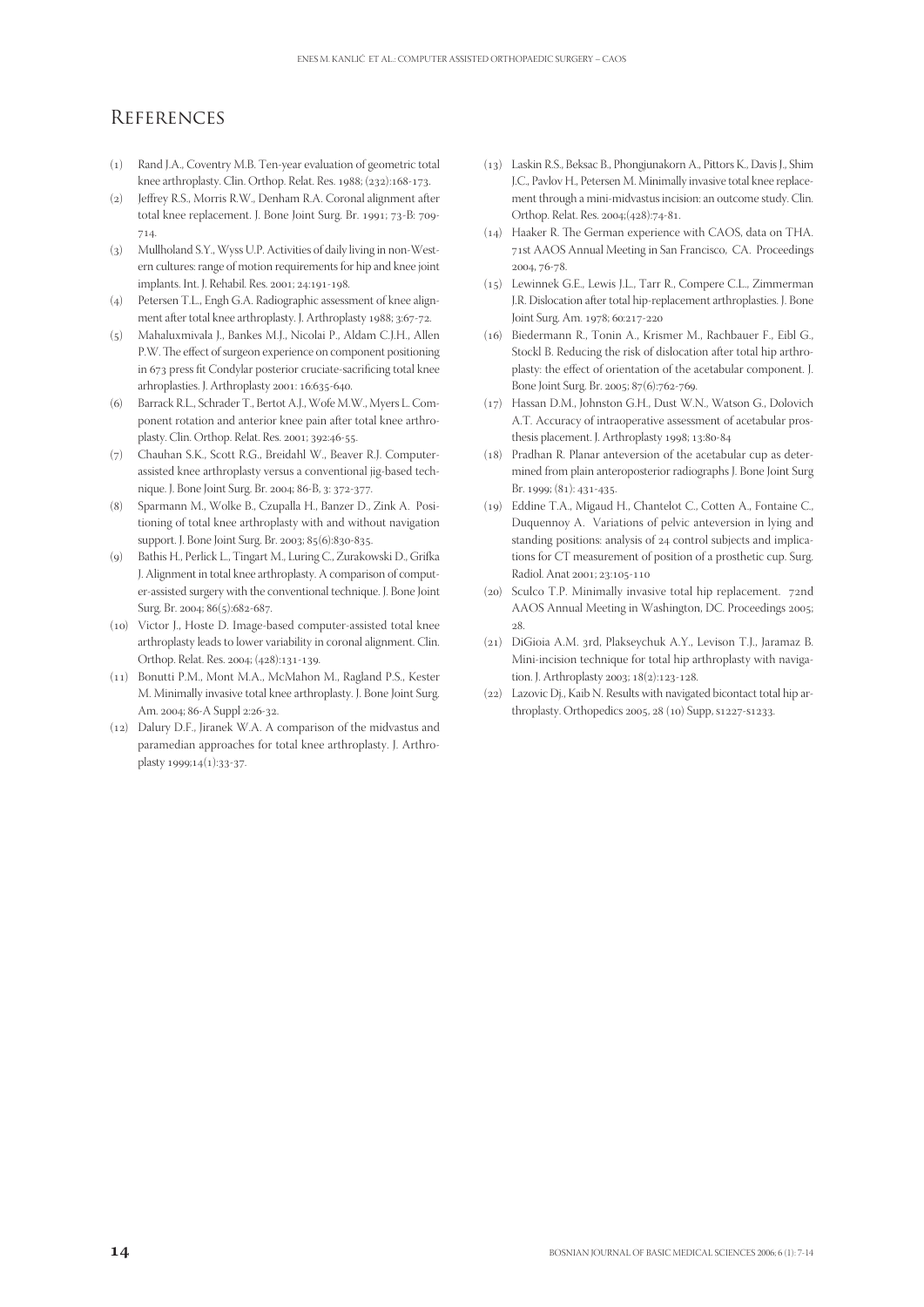# References

(1) Rand J.A., Coventry M.B. Ten-year evaluation of geometric total knee arthroplasty. Clin. Orthop. Relat. Res. 1988; (232):168-173.

(2) Jeffrey R.S., Morris R.W., Denham R.A. Coronal alignment after total knee replacement. J. Bone Joint Surg. Br. 1991; 73-B: 709-714.

(3) Mullholand S.Y., Wyss U.P. Activities of daily living in non-Western cultures: range of motion requirements for hip and knee joint implants. Int. J. Rehabil. Res. 2001; 24:191-198.

(4) Petersen T.L., Engh G.A. Radiographic assessment of knee alignment after total knee arthroplasty. J. Arthroplasty 1988; 3:67-72.

(5) Mahaluxmivala J., Bankes M.J., Nicolai P., Aldam C.J.H., Allen P.W. The effect of surgeon experience on component positioning in 673 press fit Condylar posterior cruciate-sacrificing total knee arhroplasties. J. Arthroplasty 2001: 16:635-640.

(6) Barrack R.L., Schrader T., Bertot A.J., Wofe M.W., Myers L. Component rotation and anterior knee pain after total knee arthroplasty. Clin. Orthop. Relat. Res. 2001; 392:46-55.

(7) Chauhan S.K., Scott R.G., Breidahl W., Beaver R.J. Computer-assisted knee arthroplasty versus a conventional jig-based technique. J. Bone Joint Surg. Br. 2004; 86-B, 3: 372-377.

(8) Sparmann M., Wolke B., Czupalla H., Banzer D., Zink A. Positioning of total knee arthroplasty with and without navigation support. J. Bone Joint Surg. Br. 2003; 85(6):830-835.

(9) Bathis H., Perlick L., Tingart M., Luring C., Zurakowski D., Grifka J. Alignment in total knee arthroplasty. A comparison of computer-assisted surgery with the conventional technique. J. Bone Joint Surg. Br. 2004; 86(5):682-687.

(10) Victor J., Hoste D. Image-based computer-assisted total knee arthroplasty leads to lower variability in coronal alignment. Clin. Orthop. Relat. Res. 2004; (428):131-139.

(11) Bonutti P.M., Mont M.A., McMahon M., Ragland P.S., Kester M. Minimally invasive total knee arthroplasty. J. Bone Joint Surg. Am. 2004; 86-A Suppl 2:26-32.

(12) Dalury D.F., Jiranek W.A. A comparison of the midvastus and paramedian approaches for total knee arthroplasty. J. Arthroplasty 1999;14(1):33-37.

(13) Laskin R.S., Beksac B., Phongjunakorn A., Pittors K., Davis J., Shim J.C., Pavlov H., Petersen M. Minimally invasive total knee replacement through a mini-midvastus incision: an outcome study. Clin. Orthop. Relat. Res. 2004;(428):74-81.

(14) Haaker R. The German experience with CAOS, data on THA. 71st AAOS Annual Meeting in San Francisco, CA. Proceedings 2004, 76-78.

(15) Lewinnek G.E., Lewis J.L., Tarr R., Compere C.L., Zimmerman J.R. Dislocation after total hip-replacement arthroplasties. J. Bone Joint Surg. Am. 1978; 60:217-220

(16) Biedermann R., Tonin A., Krismer M., Rachbauer F., Eibl G., Stockl B. Reducing the risk of dislocation after total hip arthroplasty: the effect of orientation of the acetabular component. J. Bone Joint Surg. Br. 2005; 87(6):762-769.

(17) Hassan D.M., Johnston G.H., Dust W.N., Watson G., Dolovich A.T. Accuracy of intraoperative assessment of acetabular prosthesis placement. J. Arthroplasty 1998; 13:80-84

(18) Pradhan R. Planar anteversion of the acetabular cup as determined from plain anteroposterior radiographs J. Bone Joint Surg Br. 1999; (81): 431-435.

(19) Eddine T.A., Migaud H., Chantelot C., Cotten A., Fontaine C., Duquennoy A. Variations of pelvic anteversion in lying and standing positions: analysis of 24 control subjects and implications for CT measurement of position of a prosthetic cup. Surg. Radiol. Anat 2001; 23:105-110

(20) Sculco T.P. Minimally invasive total hip replacement. 72nd AAOS Annual Meeting in Washington, DC. Proceedings 2005; 28.

(21) DiGioia A.M. 3rd, Plakseychuk A.Y., Levison T.J., Jaramaz B. Mini-incision technique for total hip arthroplasty with navigation. J. Arthroplasty 2003; 18(2):123-128.

(22) Lazovic Dj., Kaib N. Results with navigated bicontact total hip arthroplasty. Orthopedics 2005, 28 (10) Supp, s1227-s1233.